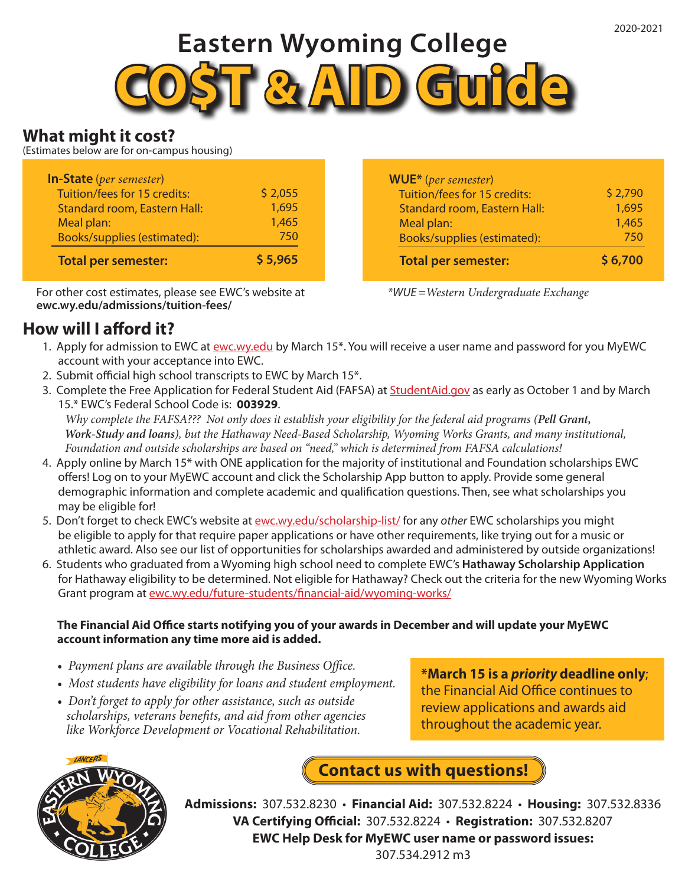2020-2021

# Eastern Wyoming College
# CO$T & AID Guide

## What might it cost?
(Estimates below are for on-campus housing)

| **In-State** (*per semester*) | |
|---|---|
| Tuition/fees for 15 credits: | $ 2,055 |
| Standard room, Eastern Hall: | 1,695 |
| Meal plan: | 1,465 |
| Books/supplies (estimated): | 750 |
| **Total per semester:** | **$ 5,965** |

For other cost estimates, please see EWC's website at **ewc.wy.edu/admissions/tuition-fees/**

| **WUE*** (*per semester*) | |
|---|---|
| Tuition/fees for 15 credits: | $ 2,790 |
| Standard room, Eastern Hall: | 1,695 |
| Meal plan: | 1,465 |
| Books/supplies (estimated): | 750 |
| **Total per semester:** | **$ 6,700** |

*\*WUE = Western Undergraduate Exchange*

## How will I afford it?

1. Apply for admission to EWC at ewc.wy.edu by March 15*. You will receive a user name and password for you MyEWC account with your acceptance into EWC.
2. Submit official high school transcripts to EWC by March 15*.
3. Complete the Free Application for Federal Student Aid (FAFSA) at StudentAid.gov as early as October 1 and by March 15.* EWC's Federal School Code is: **003929**.
   *Why complete the FAFSA??? Not only does it establish your eligibility for the federal aid programs (**Pell Grant, Work-Study and loans**), but the Hathaway Need-Based Scholarship, Wyoming Works Grants, and many institutional, Foundation and outside scholarships are based on "need," which is determined from FAFSA calculations!*
4. Apply online by March 15* with ONE application for the majority of institutional and Foundation scholarships EWC offers! Log on to your MyEWC account and click the Scholarship App button to apply. Provide some general demographic information and complete academic and qualification questions. Then, see what scholarships you may be eligible for!
5. Don't forget to check EWC's website at ewc.wy.edu/scholarship-list/ for any *other* EWC scholarships you might be eligible to apply for that require paper applications or have other requirements, like trying out for a music or athletic award. Also see our list of opportunities for scholarships awarded and administered by outside organizations!
6. Students who graduated from a Wyoming high school need to complete EWC's **Hathaway Scholarship Application** for Hathaway eligibility to be determined. Not eligible for Hathaway? Check out the criteria for the new Wyoming Works Grant program at ewc.wy.edu/future-students/financial-aid/wyoming-works/

**The Financial Aid Office starts notifying you of your awards in December and will update your MyEWC account information any time more aid is added.**

- *Payment plans are available through the Business Office.*
- *Most students have eligibility for loans and student employment.*
- *Don't forget to apply for other assistance, such as outside scholarships, veterans benefits, and aid from other agencies like Workforce Development or Vocational Rehabilitation.*

**\*March 15 is a *priority* deadline only**; the Financial Aid Office continues to review applications and awards aid throughout the academic year.

## Contact us with questions!

**Admissions:** 307.532.8230 • **Financial Aid:** 307.532.8224 • **Housing:** 307.532.8336
**VA Certifying Official:** 307.532.8224 • **Registration:** 307.532.8207
**EWC Help Desk for MyEWC user name or password issues:**
307.534.2912 m3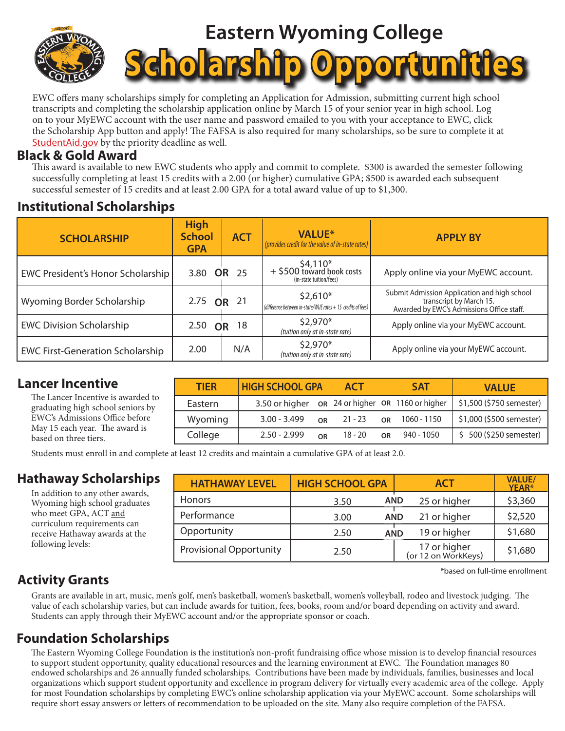# Eastern Wyoming College

# Scholarship Opportunities

EWC offers many scholarships simply for completing an Application for Admission, submitting current high school transcripts and completing the scholarship application online by March 15 of your senior year in high school. Log on to your MyEWC account with the user name and password emailed to you with your acceptance to EWC, click the Scholarship App button and apply! The FAFSA is also required for many scholarships, so be sure to complete it at StudentAid.gov by the priority deadline as well.

## Black & Gold Award

This award is available to new EWC students who apply and commit to complete. $300 is awarded the semester following successfully completing at least 15 credits with a 2.00 (or higher) cumulative GPA; $500 is awarded each subsequent successful semester of 15 credits and at least 2.00 GPA for a total award value of up to $1,300.

## Institutional Scholarships

| SCHOLARSHIP | High School GPA | | ACT | VALUE* *(provides credit for the value of in-state rates)* | APPLY BY |
|---|---|---|---|---|---|
| EWC President's Honor Scholarship | 3.80 | OR | 25 | $4,110* + $500 toward book costs (in-state tuition/fees) | Apply online via your MyEWC account. |
| Wyoming Border Scholarship | 2.75 | OR | 21 | $2,610* (difference between in-state/WUE rates + 15 credits of fees) | Submit Admission Application and high school transcript by March 15. Awarded by EWC's Admissions Office staff. |
| EWC Division Scholarship | 2.50 | OR | 18 | $2,970* (tuition only at in-state rate) | Apply online via your MyEWC account. |
| EWC First-Generation Scholarship | 2.00 | | N/A | $2,970* (tuition only at in-state rate) | Apply online via your MyEWC account. |

## Lancer Incentive

The Lancer Incentive is awarded to graduating high school seniors by EWC's Admissions Office before May 15 each year. The award is based on three tiers.

| TIER | HIGH SCHOOL GPA | | ACT | | SAT | VALUE |
|---|---|---|---|---|---|---|
| Eastern | 3.50 or higher | OR | 24 or higher | OR | 1160 or higher | $1,500 ($750 semester) |
| Wyoming | 3.00 - 3.499 | OR | 21 - 23 | OR | 1060 - 1150 | $1,000 ($500 semester) |
| College | 2.50 - 2.999 | OR | 18 - 20 | OR | 940 - 1050 | $ 500 ($250 semester) |

Students must enroll in and complete at least 12 credits and maintain a cumulative GPA of at least 2.0.

## Hathaway Scholarships

In addition to any other awards, Wyoming high school graduates who meet GPA, ACT and curriculum requirements can receive Hathaway awards at the following levels:

| HATHAWAY LEVEL | HIGH SCHOOL GPA | | ACT | VALUE/ YEAR* |
|---|---|---|---|---|
| Honors | 3.50 | AND | 25 or higher | $3,360 |
| Performance | 3.00 | AND | 21 or higher | $2,520 |
| Opportunity | 2.50 | AND | 19 or higher | $1,680 |
| Provisional Opportunity | 2.50 | | 17 or higher (or 12 on WorkKeys) | $1,680 |

*based on full-time enrollment

## Activity Grants

Grants are available in art, music, men's golf, men's basketball, women's basketball, women's volleyball, rodeo and livestock judging. The value of each scholarship varies, but can include awards for tuition, fees, books, room and/or board depending on activity and award. Students can apply through their MyEWC account and/or the appropriate sponsor or coach.

## Foundation Scholarships

The Eastern Wyoming College Foundation is the institution's non-profit fundraising office whose mission is to develop financial resources to support student opportunity, quality educational resources and the learning environment at EWC. The Foundation manages 80 endowed scholarships and 26 annually funded scholarships. Contributions have been made by individuals, families, businesses and local organizations which support student opportunity and excellence in program delivery for virtually every academic area of the college. Apply for most Foundation scholarships by completing EWC's online scholarship application via your MyEWC account. Some scholarships will require short essay answers or letters of recommendation to be uploaded on the site. Many also require completion of the FAFSA.